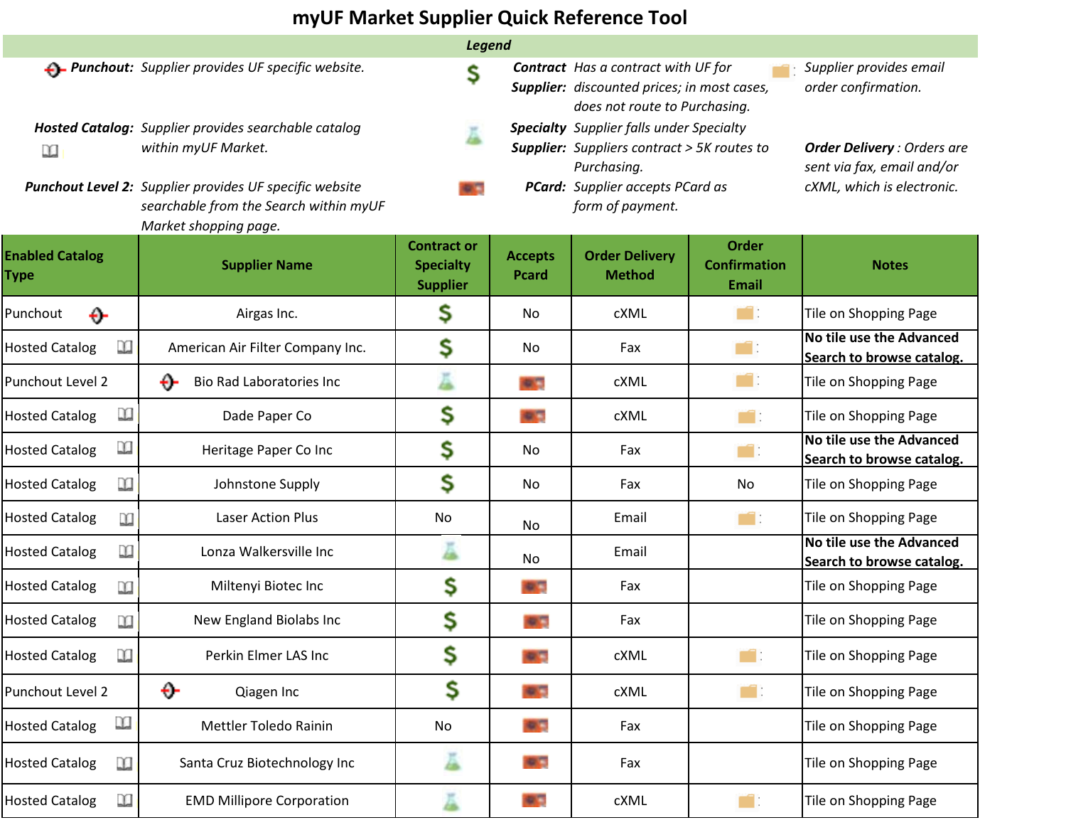# myUF Market Supplier Quick Reference Tool

**Legend**

- ***Punchout:*** *Supplier provides UF specific website.*
- ***Hosted Catalog:*** *Supplier provides searchable catalog within myUF Market.*
- ***Punchout Level 2:*** *Supplier provides UF specific website searchable from the Search within myUF Market shopping page.*
- $ ***Contract Supplier:*** *Has a contract with UF for discounted prices; in most cases, does not route to Purchasing.*
- ***Specialty Supplier:*** *Supplier falls under Specialty Suppliers contract > 5K routes to Purchasing.*
- ***PCard:*** *Supplier accepts PCard as form of payment.*
- *Supplier provides email order confirmation.*
- ***Order Delivery*** *: Orders are sent via fax, email and/or cXML, which is electronic.*

| Enabled Catalog Type | Supplier Name | Contract or Specialty Supplier | Accepts Pcard | Order Delivery Method | Order Confirmation Email | Notes |
|---|---|---|---|---|---|---|
| Punchout | Airgas Inc. | $ | No | cXML | [Email] | Tile on Shopping Page |
| Hosted Catalog | American Air Filter Company Inc. | $ | No | Fax | [Email] | **No tile use the Advanced Search to browse catalog.** |
| Punchout Level 2 | Bio Rad Laboratories Inc | [Specialty] | [PCard] | cXML | [Email] | Tile on Shopping Page |
| Hosted Catalog | Dade Paper Co | $ | [PCard] | cXML | [Email] | Tile on Shopping Page |
| Hosted Catalog | Heritage Paper Co Inc | $ | No | Fax | [Email] | **No tile use the Advanced Search to browse catalog.** |
| Hosted Catalog | Johnstone Supply | $ | No | Fax | No | Tile on Shopping Page |
| Hosted Catalog | Laser Action Plus | No | No | Email | [Email] | Tile on Shopping Page |
| Hosted Catalog | Lonza Walkersville Inc | [Specialty] | No | Email | | **No tile use the Advanced Search to browse catalog.** |
| Hosted Catalog | Miltenyi Biotec Inc | $ | [PCard] | Fax | | Tile on Shopping Page |
| Hosted Catalog | New England Biolabs Inc | $ | [PCard] | Fax | | Tile on Shopping Page |
| Hosted Catalog | Perkin Elmer LAS Inc | $ | [PCard] | cXML | [Email] | Tile on Shopping Page |
| Punchout Level 2 | Qiagen Inc | $ | [PCard] | cXML | [Email] | Tile on Shopping Page |
| Hosted Catalog | Mettler Toledo Rainin | No | [PCard] | Fax | | Tile on Shopping Page |
| Hosted Catalog | Santa Cruz Biotechnology Inc | [Specialty] | [PCard] | Fax | | Tile on Shopping Page |
| Hosted Catalog | EMD Millipore Corporation | [Specialty] | [PCard] | cXML | [Email] | Tile on Shopping Page |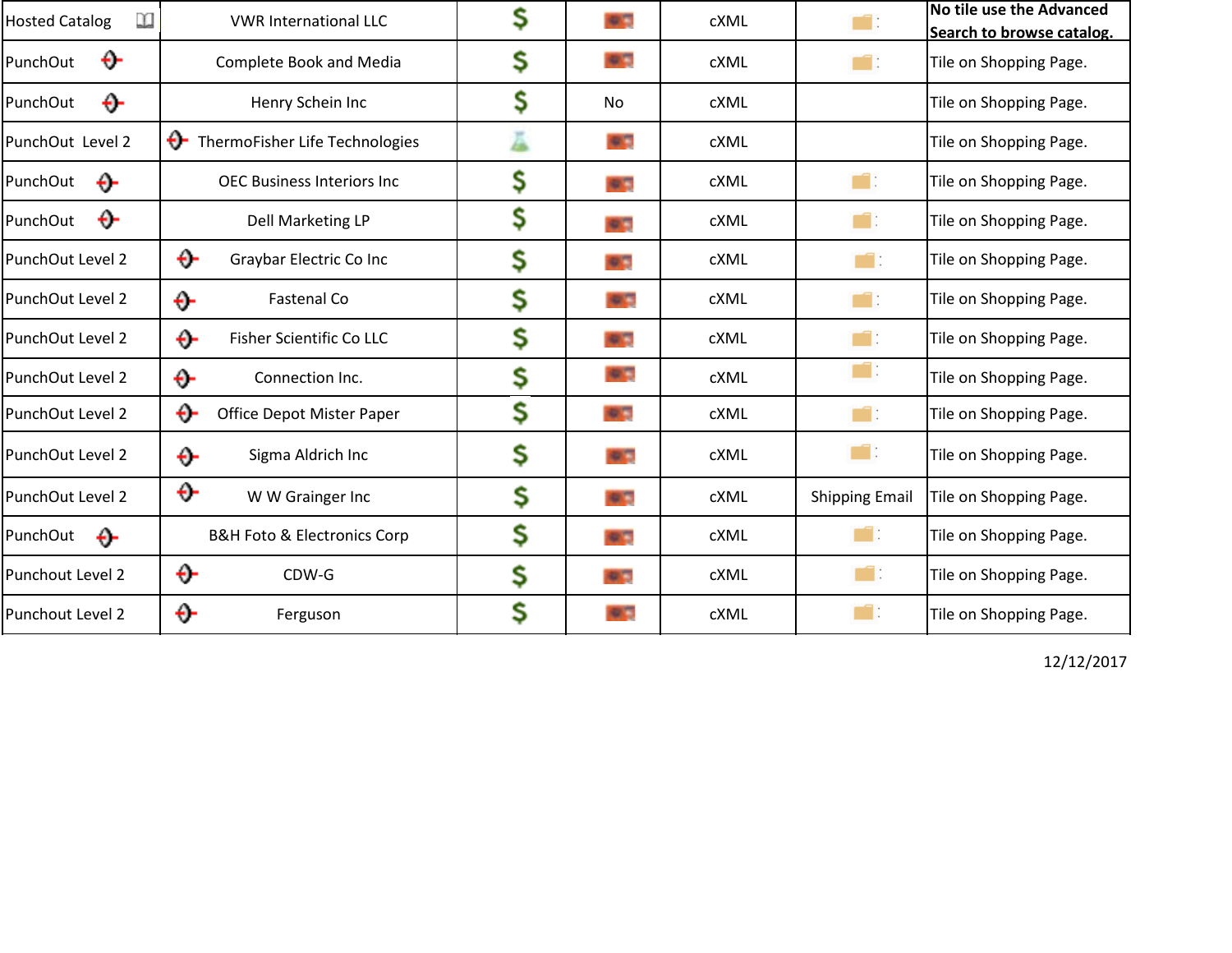| | | | | | | |
|---|---|---|---|---|---|---|
| Hosted Catalog | VWR International LLC | $ | | cXML | | **No tile use the Advanced Search to browse catalog.** |
| PunchOut | Complete Book and Media | $ | | cXML | | Tile on Shopping Page. |
| PunchOut | Henry Schein Inc | $ | No | cXML | | Tile on Shopping Page. |
| PunchOut Level 2 | ThermoFisher Life Technologies | | | cXML | | Tile on Shopping Page. |
| PunchOut | OEC Business Interiors Inc | $ | | cXML | | Tile on Shopping Page. |
| PunchOut | Dell Marketing LP | $ | | cXML | | Tile on Shopping Page. |
| PunchOut Level 2 | Graybar Electric Co Inc | $ | | cXML | | Tile on Shopping Page. |
| PunchOut Level 2 | Fastenal Co | $ | | cXML | | Tile on Shopping Page. |
| PunchOut Level 2 | Fisher Scientific Co LLC | $ | | cXML | | Tile on Shopping Page. |
| PunchOut Level 2 | Connection Inc. | $ | | cXML | | Tile on Shopping Page. |
| PunchOut Level 2 | Office Depot Mister Paper | $ | | cXML | | Tile on Shopping Page. |
| PunchOut Level 2 | Sigma Aldrich Inc | $ | | cXML | | Tile on Shopping Page. |
| PunchOut Level 2 | W W Grainger Inc | $ | | cXML | Shipping Email | Tile on Shopping Page. |
| PunchOut | B&H Foto & Electronics Corp | $ | | cXML | | Tile on Shopping Page. |
| Punchout Level 2 | CDW-G | $ | | cXML | | Tile on Shopping Page. |
| Punchout Level 2 | Ferguson | $ | | cXML | | Tile on Shopping Page. |

12/12/2017